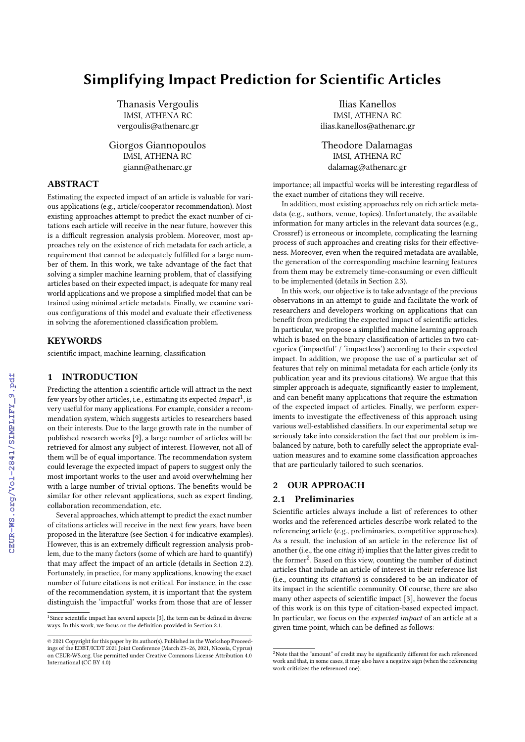# Simplifying Impact Prediction for Scientific Articles

Thanasis Vergoulis
IMSI, ATHENA RC
vergoulis@athenarc.gr

Ilias Kanellos
IMSI, ATHENA RC
ilias.kanellos@athenarc.gr

Giorgos Giannopoulos
IMSI, ATHENA RC
giann@athenarc.gr

Theodore Dalamagas
IMSI, ATHENA RC
dalamag@athenarc.gr

## ABSTRACT

Estimating the expected impact of an article is valuable for various applications (e.g., article/cooperator recommendation). Most existing approaches attempt to predict the exact number of citations each article will receive in the near future, however this is a difficult regression analysis problem. Moreover, most approaches rely on the existence of rich metadata for each article, a requirement that cannot be adequately fulfilled for a large number of them. In this work, we take advantage of the fact that solving a simpler machine learning problem, that of classifying articles based on their expected impact, is adequate for many real world applications and we propose a simplified model that can be trained using minimal article metadata. Finally, we examine various configurations of this model and evaluate their effectiveness in solving the aforementioned classification problem.

## KEYWORDS

scientific impact, machine learning, classification

## 1 INTRODUCTION

Predicting the attention a scientific article will attract in the next few years by other articles, i.e., estimating its expected *impact*[1], is very useful for many applications. For example, consider a recommendation system, which suggests articles to researchers based on their interests. Due to the large growth rate in the number of published research works [9], a large number of articles will be retrieved for almost any subject of interest. However, not all of them will be of equal importance. The recommendation system could leverage the expected impact of papers to suggest only the most important works to the user and avoid overwhelming her with a large number of trivial options. The benefits would be similar for other relevant applications, such as expert finding, collaboration recommendation, etc.

Several approaches, which attempt to predict the exact number of citations articles will receive in the next few years, have been proposed in the literature (see Section 4 for indicative examples). However, this is an extremely difficult regression analysis problem, due to the many factors (some of which are hard to quantify) that may affect the impact of an article (details in Section 2.2). Fortunately, in practice, for many applications, knowing the exact number of future citations is not critical. For instance, in the case of the recommendation system, it is important that the system distinguish the 'impactful' works from those that are of lesser importance; all impactful works will be interesting regardless of the exact number of citations they will receive.

In addition, most existing approaches rely on rich article metadata (e.g., authors, venue, topics). Unfortunately, the available information for many articles in the relevant data sources (e.g., Crossref) is erroneous or incomplete, complicating the learning process of such approaches and creating risks for their effectiveness. Moreover, even when the required metadata are available, the generation of the corresponding machine learning features from them may be extremely time-consuming or even difficult to be implemented (details in Section 2.3).

In this work, our objective is to take advantage of the previous observations in an attempt to guide and facilitate the work of researchers and developers working on applications that can benefit from predicting the expected impact of scientific articles. In particular, we propose a simplified machine learning approach which is based on the binary classification of articles in two categories ('impactful' / 'impactless') according to their expected impact. In addition, we propose the use of a particular set of features that rely on minimal metadata for each article (only its publication year and its previous citations). We argue that this simpler approach is adequate, significantly easier to implement, and can benefit many applications that require the estimation of the expected impact of articles. Finally, we perform experiments to investigate the effectiveness of this approach using various well-established classifiers. In our experimental setup we seriously take into consideration the fact that our problem is imbalanced by nature, both to carefully select the appropriate evaluation measures and to examine some classification approaches that are particularly tailored to such scenarios.

## 2 OUR APPROACH

### 2.1 Preliminaries

Scientific articles always include a list of references to other works and the referenced articles describe work related to the referencing article (e.g., preliminaries, competitive approaches). As a result, the inclusion of an article in the reference list of another (i.e., the one *citing* it) implies that the latter gives credit to the former[2]. Based on this view, counting the number of distinct articles that include an article of interest in their reference list (i.e., counting its *citations*) is considered to be an indicator of its impact in the scientific community. Of course, there are also many other aspects of scientific impact [3], however the focus of this work is on this type of citation-based expected impact. In particular, we focus on the *expected impact* of an article at a given time point, which can be defined as follows:

[1] Since scientific impact has several aspects [3], the term can be defined in diverse ways. In this work, we focus on the definition provided in Section 2.1.

© 2021 Copyright for this paper by its author(s). Published in the Workshop Proceedings of the EDBT/ICDT 2021 Joint Conference (March 23–26, 2021, Nicosia, Cyprus) on CEUR-WS.org. Use permitted under Creative Commons License Attribution 4.0 International (CC BY 4.0)

[2] Note that the "amount" of credit may be significantly different for each referenced work and that, in some cases, it may also have a negative sign (when the referencing work criticizes the referenced one).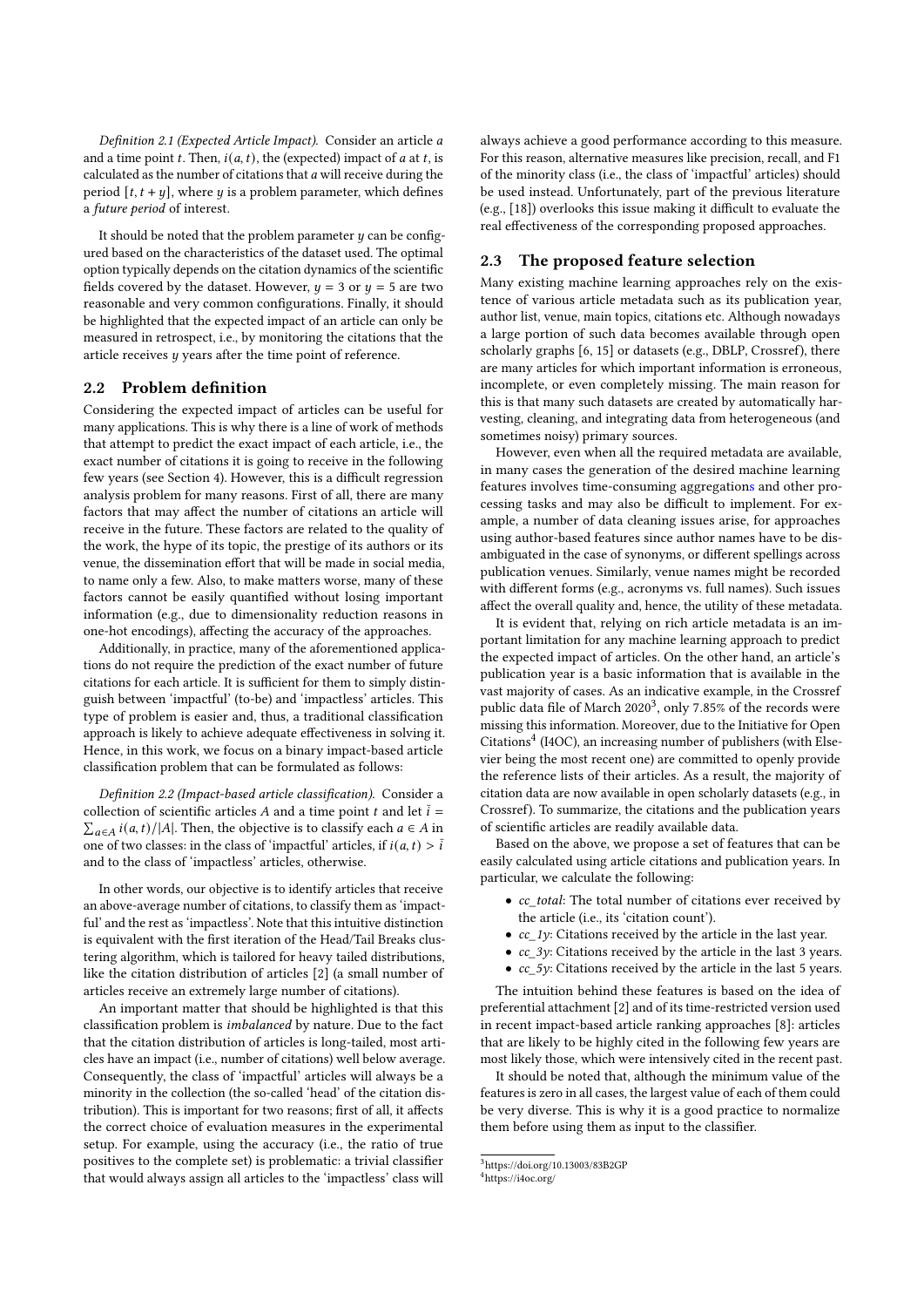*Definition 2.1 (Expected Article Impact).* Consider an article $a$ and a time point $t$. Then, $i(a, t)$, the (expected) impact of $a$ at $t$, is calculated as the number of citations that $a$ will receive during the period $[t, t + y]$, where $y$ is a problem parameter, which defines a *future period* of interest.

It should be noted that the problem parameter $y$ can be configured based on the characteristics of the dataset used. The optimal option typically depends on the citation dynamics of the scientific fields covered by the dataset. However, $y = 3$ or $y = 5$ are two reasonable and very common configurations. Finally, it should be highlighted that the expected impact of an article can only be measured in retrospect, i.e., by monitoring the citations that the article receives $y$ years after the time point of reference.

## 2.2 Problem definition

Considering the expected impact of articles can be useful for many applications. This is why there is a line of work of methods that attempt to predict the exact impact of each article, i.e., the exact number of citations it is going to receive in the following few years (see Section 4). However, this is a difficult regression analysis problem for many reasons. First of all, there are many factors that may affect the number of citations an article will receive in the future. These factors are related to the quality of the work, the hype of its topic, the prestige of its authors or its venue, the dissemination effort that will be made in social media, to name only a few. Also, to make matters worse, many of these factors cannot be easily quantified without losing important information (e.g., due to dimensionality reduction reasons in one-hot encodings), affecting the accuracy of the approaches.

Additionally, in practice, many of the aforementioned applications do not require the prediction of the exact number of future citations for each article. It is sufficient for them to simply distinguish between 'impactful' (to-be) and 'impactless' articles. This type of problem is easier and, thus, a traditional classification approach is likely to achieve adequate effectiveness in solving it. Hence, in this work, we focus on a binary impact-based article classification problem that can be formulated as follows:

*Definition 2.2 (Impact-based article classification).* Consider a collection of scientific articles $A$ and a time point $t$ and let $\bar{i} = \sum_{a \in A} i(a, t)/|A|$. Then, the objective is to classify each $a \in A$ in one of two classes: in the class of 'impactful' articles, if $i(a, t) > \bar{i}$ and to the class of 'impactless' articles, otherwise.

In other words, our objective is to identify articles that receive an above-average number of citations, to classify them as 'impactful' and the rest as 'impactless'. Note that this intuitive distinction is equivalent with the first iteration of the Head/Tail Breaks clustering algorithm, which is tailored for heavy tailed distributions, like the citation distribution of articles [2] (a small number of articles receive an extremely large number of citations).

An important matter that should be highlighted is that this classification problem is *imbalanced* by nature. Due to the fact that the citation distribution of articles is long-tailed, most articles have an impact (i.e., number of citations) well below average. Consequently, the class of 'impactful' articles will always be a minority in the collection (the so-called 'head' of the citation distribution). This is important for two reasons; first of all, it affects the correct choice of evaluation measures in the experimental setup. For example, using the accuracy (i.e., the ratio of true positives to the complete set) is problematic: a trivial classifier that would always assign all articles to the 'impactless' class will always achieve a good performance according to this measure. For this reason, alternative measures like precision, recall, and F1 of the minority class (i.e., the class of 'impactful' articles) should be used instead. Unfortunately, part of the previous literature (e.g., [18]) overlooks this issue making it difficult to evaluate the real effectiveness of the corresponding proposed approaches.

## 2.3 The proposed feature selection

Many existing machine learning approaches rely on the existence of various article metadata such as its publication year, author list, venue, main topics, citations etc. Although nowadays a large portion of such data becomes available through open scholarly graphs [6, 15] or datasets (e.g., DBLP, Crossref), there are many articles for which important information is erroneous, incomplete, or even completely missing. The main reason for this is that many such datasets are created by automatically harvesting, cleaning, and integrating data from heterogeneous (and sometimes noisy) primary sources.

However, even when all the required metadata are available, in many cases the generation of the desired machine learning features involves time-consuming aggregations and other processing tasks and may also be difficult to implement. For example, a number of data cleaning issues arise, for approaches using author-based features since author names have to be disambiguated in the case of synonyms, or different spellings across publication venues. Similarly, venue names might be recorded with different forms (e.g., acronyms vs. full names). Such issues affect the overall quality and, hence, the utility of these metadata.

It is evident that, relying on rich article metadata is an important limitation for any machine learning approach to predict the expected impact of articles. On the other hand, an article's publication year is a basic information that is available in the vast majority of cases. As an indicative example, in the Crossref public data file of March 2020[3], only 7.85% of the records were missing this information. Moreover, due to the Initiative for Open Citations[4] (I4OC), an increasing number of publishers (with Elsevier being the most recent one) are committed to openly provide the reference lists of their articles. As a result, the majority of citation data are now available in open scholarly datasets (e.g., in Crossref). To summarize, the citations and the publication years of scientific articles are readily available data.

Based on the above, we propose a set of features that can be easily calculated using article citations and publication years. In particular, we calculate the following:

- *cc_total*: The total number of citations ever received by the article (i.e., its 'citation count').
- *cc_1y*: Citations received by the article in the last year.
- *cc_3y*: Citations received by the article in the last 3 years.
- *cc_5y*: Citations received by the article in the last 5 years.

The intuition behind these features is based on the idea of preferential attachment [2] and of its time-restricted version used in recent impact-based article ranking approaches [8]: articles that are likely to be highly cited in the following few years are most likely those, which were intensively cited in the recent past.

It should be noted that, although the minimum value of the features is zero in all cases, the largest value of each of them could be very diverse. This is why it is a good practice to normalize them before using them as input to the classifier.

[3] https://doi.org/10.13003/83B2GP

[4] https://i4oc.org/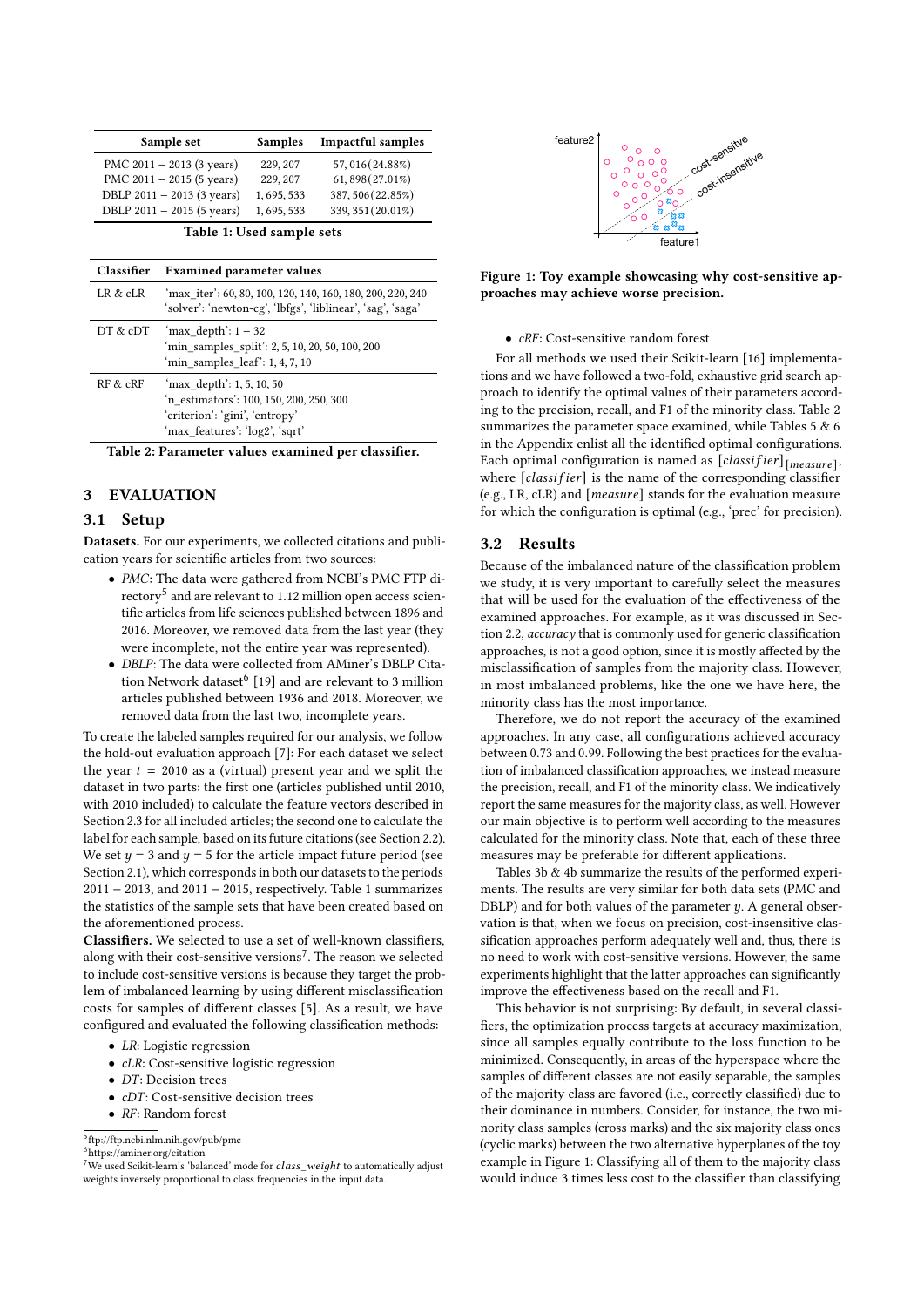| Sample set | Samples | Impactful samples |
|---|---|---|
| PMC 2011 – 2013 (3 years) | 229, 207 | 57, 016(24.88%) |
| PMC 2011 – 2015 (5 years) | 229, 207 | 61, 898(27.01%) |
| DBLP 2011 – 2013 (3 years) | 1, 695, 533 | 387, 506(22.85%) |
| DBLP 2011 – 2015 (5 years) | 1, 695, 533 | 339, 351(20.01%) |

**Table 1: Used sample sets**

| Classifier | Examined parameter values |
|---|---|
| LR & cLR | 'max_iter': 60, 80, 100, 120, 140, 160, 180, 200, 220, 240<br>'solver': 'newton-cg', 'lbfgs', 'liblinear', 'sag', 'saga' |
| DT & cDT | 'max_depth': 1 – 32<br>'min_samples_split': 2, 5, 10, 20, 50, 100, 200<br>'min_samples_leaf': 1, 4, 7, 10 |
| RF & cRF | 'max_depth': 1, 5, 10, 50<br>'n_estimators': 100, 150, 200, 250, 300<br>'criterion': 'gini', 'entropy'<br>'max_features': 'log2', 'sqrt' |

**Table 2: Parameter values examined per classifier.**

## 3 EVALUATION

### 3.1 Setup

**Datasets.** For our experiments, we collected citations and publication years for scientific articles from two sources:

- *PMC*: The data were gathered from NCBI's PMC FTP directory[5] and are relevant to 1.12 million open access scientific articles from life sciences published between 1896 and 2016. Moreover, we removed data from the last year (they were incomplete, not the entire year was represented).
- *DBLP*: The data were collected from AMiner's DBLP Citation Network dataset[6] [19] and are relevant to 3 million articles published between 1936 and 2018. Moreover, we removed data from the last two, incomplete years.

To create the labeled samples required for our analysis, we follow the hold-out evaluation approach [7]: For each dataset we select the year $t = 2010$ as a (virtual) present year and we split the dataset in two parts: the first one (articles published until 2010, with 2010 included) to calculate the feature vectors described in Section 2.3 for all included articles; the second one to calculate the label for each sample, based on its future citations (see Section 2.2). We set $y = 3$ and $y = 5$ for the article impact future period (see Section 2.1), which corresponds in both our datasets to the periods 2011 – 2013, and 2011 – 2015, respectively. Table 1 summarizes the statistics of the sample sets that have been created based on the aforementioned process.

**Classifiers.** We selected to use a set of well-known classifiers, along with their cost-sensitive versions[7]. The reason we selected to include cost-sensitive versions is because they target the problem of imbalanced learning by using different misclassification costs for samples of different classes [5]. As a result, we have configured and evaluated the following classification methods:

- *LR*: Logistic regression
- *cLR*: Cost-sensitive logistic regression
- *DT*: Decision trees
- *cDT*: Cost-sensitive decision trees
- *RF*: Random forest
- *cRF*: Cost-sensitive random forest

[5] ftp://ftp.ncbi.nlm.nih.gov/pub/pmc
[6] https://aminer.org/citation
[7] We used Scikit-learn's 'balanced' mode for *class_weight* to automatically adjust weights inversely proportional to class frequencies in the input data.

**Figure 1: Toy example showcasing why cost-sensitive approaches may achieve worse precision.**

For all methods we used their Scikit-learn [16] implementations and we have followed a two-fold, exhaustive grid search approach to identify the optimal values of their parameters according to the precision, recall, and F1 of the minority class. Table 2 summarizes the parameter space examined, while Tables 5 & 6 in the Appendix enlist all the identified optimal configurations. Each optimal configuration is named as $[classifier]_{[measure]}$, where $[classifier]$ is the name of the corresponding classifier (e.g., LR, cLR) and $[measure]$ stands for the evaluation measure for which the configuration is optimal (e.g., 'prec' for precision).

### 3.2 Results

Because of the imbalanced nature of the classification problem we study, it is very important to carefully select the measures that will be used for the evaluation of the effectiveness of the examined approaches. For example, as it was discussed in Section 2.2, *accuracy* that is commonly used for generic classification approaches, is not a good option, since it is mostly affected by the misclassification of samples from the majority class. However, in most imbalanced problems, like the one we have here, the minority class has the most importance.

Therefore, we do not report the accuracy of the examined approaches. In any case, all configurations achieved accuracy between 0.73 and 0.99. Following the best practices for the evaluation of imbalanced classification approaches, we instead measure the precision, recall, and F1 of the minority class. We indicatively report the same measures for the majority class, as well. However our main objective is to perform well according to the measures calculated for the minority class. Note that, each of these three measures may be preferable for different applications.

Tables 3b & 4b summarize the results of the performed experiments. The results are very similar for both data sets (PMC and DBLP) and for both values of the parameter $y$. A general observation is that, when we focus on precision, cost-insensitive classification approaches perform adequately well and, thus, there is no need to work with cost-sensitive versions. However, the same experiments highlight that the latter approaches can significantly improve the effectiveness based on the recall and F1.

This behavior is not surprising: By default, in several classifiers, the optimization process targets at accuracy maximization, since all samples equally contribute to the loss function to be minimized. Consequently, in areas of the hyperspace where the samples of different classes are not easily separable, the samples of the majority class are favored (i.e., correctly classified) due to their dominance in numbers. Consider, for instance, the two minority class samples (cross marks) and the six majority class ones (cyclic marks) between the two alternative hyperplanes of the toy example in Figure 1: Classifying all of them to the majority class would induce 3 times less cost to the classifier than classifying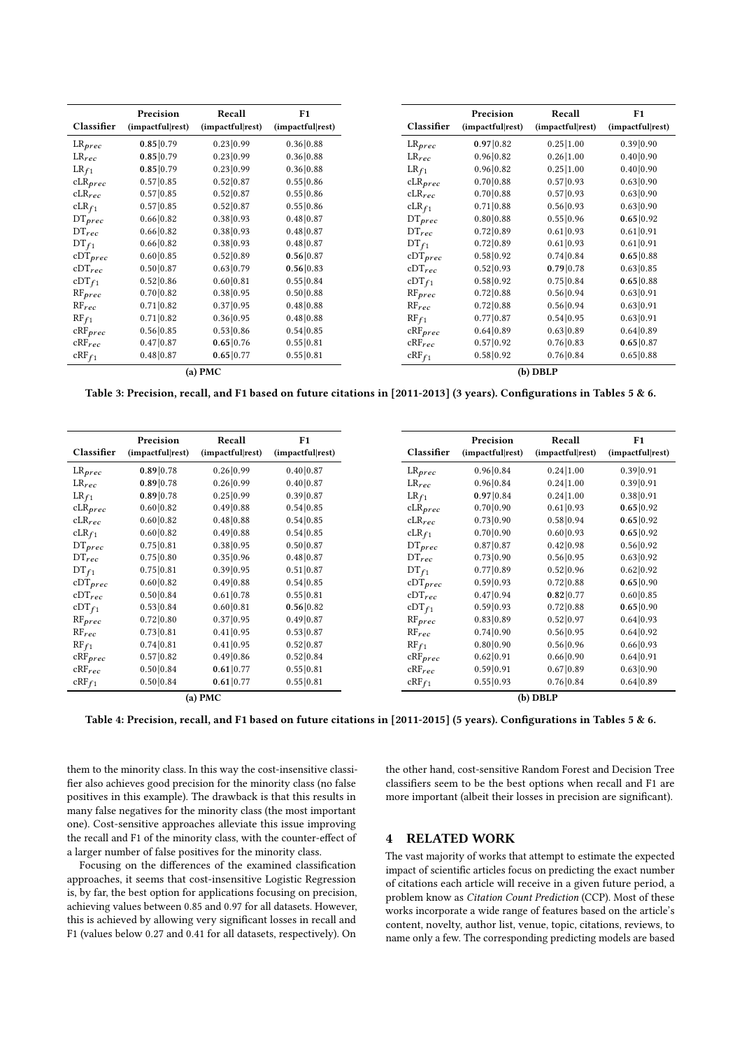**(a) PMC**

| Classifier | Precision (impactful\|rest) | Recall (impactful\|rest) | F1 (impactful\|rest) |
|---|---|---|---|
| $LR_{prec}$ | **0.85**\|0.79 | 0.23\|0.99 | 0.36\|0.88 |
| $LR_{rec}$ | **0.85**\|0.79 | 0.23\|0.99 | 0.36\|0.88 |
| $LR_{f1}$ | **0.85**\|0.79 | 0.23\|0.99 | 0.36\|0.88 |
| $cLR_{prec}$ | 0.57\|0.85 | 0.52\|0.87 | 0.55\|0.86 |
| $cLR_{rec}$ | 0.57\|0.85 | 0.52\|0.87 | 0.55\|0.86 |
| $cLR_{f1}$ | 0.57\|0.85 | 0.52\|0.87 | 0.55\|0.86 |
| $DT_{prec}$ | 0.66\|0.82 | 0.38\|0.93 | 0.48\|0.87 |
| $DT_{rec}$ | 0.66\|0.82 | 0.38\|0.93 | 0.48\|0.87 |
| $DT_{f1}$ | 0.66\|0.82 | 0.38\|0.93 | 0.48\|0.87 |
| $cDT_{prec}$ | 0.60\|0.85 | 0.52\|0.89 | **0.56**\|0.87 |
| $cDT_{rec}$ | 0.50\|0.87 | 0.63\|0.79 | **0.56**\|0.83 |
| $cDT_{f1}$ | 0.52\|0.86 | 0.60\|0.81 | 0.55\|0.84 |
| $RF_{prec}$ | 0.70\|0.82 | 0.38\|0.95 | 0.50\|0.88 |
| $RF_{rec}$ | 0.71\|0.82 | 0.37\|0.95 | 0.48\|0.88 |
| $RF_{f1}$ | 0.71\|0.82 | 0.36\|0.95 | 0.48\|0.88 |
| $cRF_{prec}$ | 0.56\|0.85 | 0.53\|0.86 | 0.54\|0.85 |
| $cRF_{rec}$ | 0.47\|0.87 | **0.65**\|0.76 | 0.55\|0.81 |
| $cRF_{f1}$ | 0.48\|0.87 | **0.65**\|0.77 | 0.55\|0.81 |

**(b) DBLP**

| Classifier | Precision (impactful\|rest) | Recall (impactful\|rest) | F1 (impactful\|rest) |
|---|---|---|---|
| $LR_{prec}$ | **0.97**\|0.82 | 0.25\|1.00 | 0.39\|0.90 |
| $LR_{rec}$ | 0.96\|0.82 | 0.26\|1.00 | 0.40\|0.90 |
| $LR_{f1}$ | 0.96\|0.82 | 0.25\|1.00 | 0.40\|0.90 |
| $cLR_{prec}$ | 0.70\|0.88 | 0.57\|0.93 | 0.63\|0.90 |
| $cLR_{rec}$ | 0.70\|0.88 | 0.57\|0.93 | 0.63\|0.90 |
| $cLR_{f1}$ | 0.71\|0.88 | 0.56\|0.93 | 0.63\|0.90 |
| $DT_{prec}$ | 0.80\|0.88 | 0.55\|0.96 | **0.65**\|0.92 |
| $DT_{rec}$ | 0.72\|0.89 | 0.61\|0.93 | 0.61\|0.91 |
| $DT_{f1}$ | 0.72\|0.89 | 0.61\|0.93 | 0.61\|0.91 |
| $cDT_{prec}$ | 0.58\|0.92 | 0.74\|0.84 | **0.65**\|0.88 |
| $cDT_{rec}$ | 0.52\|0.93 | **0.79**\|0.78 | 0.63\|0.85 |
| $cDT_{f1}$ | 0.58\|0.92 | 0.75\|0.84 | **0.65**\|0.88 |
| $RF_{prec}$ | 0.72\|0.88 | 0.56\|0.94 | 0.63\|0.91 |
| $RF_{rec}$ | 0.72\|0.88 | 0.56\|0.94 | 0.63\|0.91 |
| $RF_{f1}$ | 0.77\|0.87 | 0.54\|0.95 | 0.63\|0.91 |
| $cRF_{prec}$ | 0.64\|0.89 | 0.63\|0.89 | 0.64\|0.89 |
| $cRF_{rec}$ | 0.57\|0.92 | 0.76\|0.83 | **0.65**\|0.87 |
| $cRF_{f1}$ | 0.58\|0.92 | 0.76\|0.84 | 0.65\|0.88 |

**Table 3: Precision, recall, and F1 based on future citations in [2011-2013] (3 years). Configurations in Tables 5 & 6.**

**(a) PMC**

| Classifier | Precision (impactful\|rest) | Recall (impactful\|rest) | F1 (impactful\|rest) |
|---|---|---|---|
| $LR_{prec}$ | **0.89**\|0.78 | 0.26\|0.99 | 0.40\|0.87 |
| $LR_{rec}$ | **0.89**\|0.78 | 0.26\|0.99 | 0.40\|0.87 |
| $LR_{f1}$ | **0.89**\|0.78 | 0.25\|0.99 | 0.39\|0.87 |
| $cLR_{prec}$ | 0.60\|0.82 | 0.49\|0.88 | 0.54\|0.85 |
| $cLR_{rec}$ | 0.60\|0.82 | 0.48\|0.88 | 0.54\|0.85 |
| $cLR_{f1}$ | 0.60\|0.82 | 0.49\|0.88 | 0.54\|0.85 |
| $DT_{prec}$ | 0.75\|0.81 | 0.38\|0.95 | 0.50\|0.87 |
| $DT_{rec}$ | 0.75\|0.80 | 0.35\|0.96 | 0.48\|0.87 |
| $DT_{f1}$ | 0.75\|0.81 | 0.39\|0.95 | 0.51\|0.87 |
| $cDT_{prec}$ | 0.60\|0.82 | 0.49\|0.88 | 0.54\|0.85 |
| $cDT_{rec}$ | 0.50\|0.84 | 0.61\|0.78 | 0.55\|0.81 |
| $cDT_{f1}$ | 0.53\|0.84 | 0.60\|0.81 | **0.56**\|0.82 |
| $RF_{prec}$ | 0.72\|0.80 | 0.37\|0.95 | 0.49\|0.87 |
| $RF_{rec}$ | 0.73\|0.81 | 0.41\|0.95 | 0.53\|0.87 |
| $RF_{f1}$ | 0.74\|0.81 | 0.41\|0.95 | 0.52\|0.87 |
| $cRF_{prec}$ | 0.57\|0.82 | 0.49\|0.86 | 0.52\|0.84 |
| $cRF_{rec}$ | 0.50\|0.84 | **0.61**\|0.77 | 0.55\|0.81 |
| $cRF_{f1}$ | 0.50\|0.84 | **0.61**\|0.77 | 0.55\|0.81 |

**(b) DBLP**

| Classifier | Precision (impactful\|rest) | Recall (impactful\|rest) | F1 (impactful\|rest) |
|---|---|---|---|
| $LR_{prec}$ | 0.96\|0.84 | 0.24\|1.00 | 0.39\|0.91 |
| $LR_{rec}$ | 0.96\|0.84 | 0.24\|1.00 | 0.39\|0.91 |
| $LR_{f1}$ | **0.97**\|0.84 | 0.24\|1.00 | 0.38\|0.91 |
| $cLR_{prec}$ | 0.70\|0.90 | 0.61\|0.93 | **0.65**\|0.92 |
| $cLR_{rec}$ | 0.73\|0.90 | 0.58\|0.94 | **0.65**\|0.92 |
| $cLR_{f1}$ | 0.70\|0.90 | 0.60\|0.93 | **0.65**\|0.92 |
| $DT_{prec}$ | 0.87\|0.87 | 0.42\|0.98 | 0.56\|0.92 |
| $DT_{rec}$ | 0.73\|0.90 | 0.56\|0.95 | 0.63\|0.92 |
| $DT_{f1}$ | 0.77\|0.89 | 0.52\|0.96 | 0.62\|0.92 |
| $cDT_{prec}$ | 0.59\|0.93 | 0.72\|0.88 | **0.65**\|0.90 |
| $cDT_{rec}$ | 0.47\|0.94 | **0.82**\|0.77 | 0.60\|0.85 |
| $cDT_{f1}$ | 0.59\|0.93 | 0.72\|0.88 | **0.65**\|0.90 |
| $RF_{prec}$ | 0.83\|0.89 | 0.52\|0.97 | 0.64\|0.93 |
| $RF_{rec}$ | 0.74\|0.90 | 0.56\|0.95 | 0.64\|0.92 |
| $RF_{f1}$ | 0.80\|0.90 | 0.56\|0.96 | 0.66\|0.93 |
| $cRF_{prec}$ | 0.62\|0.91 | 0.66\|0.90 | 0.64\|0.91 |
| $cRF_{rec}$ | 0.59\|0.91 | 0.67\|0.89 | 0.63\|0.90 |
| $cRF_{f1}$ | 0.55\|0.93 | 0.76\|0.84 | 0.64\|0.89 |

**Table 4: Precision, recall, and F1 based on future citations in [2011-2015] (5 years). Configurations in Tables 5 & 6.**

them to the minority class. In this way the cost-insensitive classifier also achieves good precision for the minority class (no false positives in this example). The drawback is that this results in many false negatives for the minority class (the most important one). Cost-sensitive approaches alleviate this issue improving the recall and F1 of the minority class, with the counter-effect of a larger number of false positives for the minority class.

Focusing on the differences of the examined classification approaches, it seems that cost-insensitive Logistic Regression is, by far, the best option for applications focusing on precision, achieving values between 0.85 and 0.97 for all datasets. However, this is achieved by allowing very significant losses in recall and F1 (values below 0.27 and 0.41 for all datasets, respectively). On the other hand, cost-sensitive Random Forest and Decision Tree classifiers seem to be the best options when recall and F1 are more important (albeit their losses in precision are significant).

## 4 RELATED WORK

The vast majority of works that attempt to estimate the expected impact of scientific articles focus on predicting the exact number of citations each article will receive in a given future period, a problem know as *Citation Count Prediction* (CCP). Most of these works incorporate a wide range of features based on the article's content, novelty, author list, venue, topic, citations, reviews, to name only a few. The corresponding predicting models are based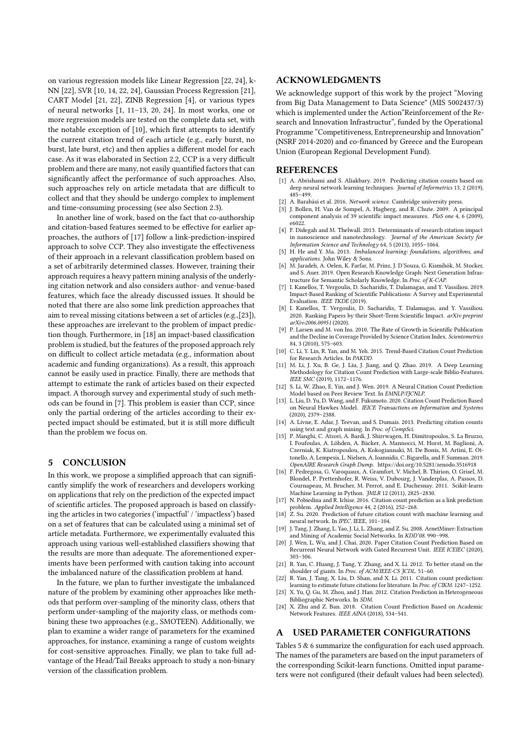on various regression models like Linear Regression [22, 24], k-NN [22], SVR [10, 14, 22, 24], Gaussian Process Regression [21], CART Model [21, 22], ZINB Regression [4], or various types of neural networks [1, 11–13, 20, 24]. In most works, one or more regression models are tested on the complete data set, with the notable exception of [10], which first attempts to identify the current citation trend of each article (e.g., early burst, no burst, late burst, etc) and then applies a different model for each case. As it was elaborated in Section 2.2, CCP is a very difficult problem and there are many, not easily quantified factors that can significantly affect the performance of such approaches. Also, such approaches rely on article metadata that are difficult to collect and that they should be undergo complex to implement and time-consuming processing (see also Section 2.3).

In another line of work, based on the fact that co-authorship and citation-based features seemed to be effective for earlier approaches, the authors of [17] follow a link-prediction-inspired approach to solve CCP. They also investigate the effectiveness of their approach in a relevant classification problem based on a set of arbitrarily determined classes. However, training their approach requires a heavy pattern mining analysis of the underlying citation network and also considers author- and venue-based features, which face the already discussed issues. It should be noted that there are also some link prediction approaches that aim to reveal missing citations between a set of articles (e.g.,[23]), these approaches are irrelevant to the problem of impact prediction though. Furthermore, in [18] an impact-based classification problem is studied, but the features of the proposed approach rely on difficult to collect article metadata (e.g., information about academic and funding organizations). As a result, this approach cannot be easily used in practice. Finally, there are methods that attempt to estimate the rank of articles based on their expected impact. A thorough survey and experimental study of such methods can be found in [7]. This problem is easier than CCP, since only the partial ordering of the articles according to their expected impact should be estimated, but it is still more difficult than the problem we focus on.

## 5 CONCLUSION

In this work, we propose a simplified approach that can significantly simplify the work of researchers and developers working on applications that rely on the prediction of the expected impact of scientific articles. The proposed approach is based on classifying the articles in two categories ('impactful' / 'impactless') based on a set of features that can be calculated using a minimal set of article metadata. Furthermore, we experimentally evaluated this approach using various well-established classifiers showing that the results are more than adequate. The aforementioned experiments have been performed with caution taking into account the imbalanced nature of the classification problem at hand.

In the future, we plan to further investigate the imbalanced nature of the problem by examining other approaches like methods that perform over-sampling of the minority class, others that perform under-sampling of the majority class, or methods combining these two approaches (e.g., SMOTEEN). Additionally, we plan to examine a wider range of parameters for the examined approaches, for instance, examining a range of custom weights for cost-sensitive approaches. Finally, we plan to take full advantage of the Head/Tail Breaks approach to study a non-binary version of the classification problem.

## ACKNOWLEDGMENTS

We acknowledge support of this work by the project "Moving from Big Data Management to Data Science" (MIS 5002437/3) which is implemented under the Action"Reinforcement of the Research and Innovation Infrastructur", funded by the Operational Programme "Competitiveness, Entrepreneurship and Innovation" (NSRF 2014-2020) and co-financed by Greece and the European Union (European Regional Development Fund).

## REFERENCES

[1] A. Abrishami and S. Aliakbary. 2019. Predicting citation counts based on deep neural network learning techniques. *Journal of Informetrics* 13, 2 (2019), 485–499.
[2] A. Barabási et al. 2016. *Network science.* Cambridge university press.
[3] J. Bollen, H. Van de Sompel, A. Hagberg, and R. Chute. 2009. A principal component analysis of 39 scientific impact measures. *PloS one* 4, 6 (2009), e6022.
[4] F. Didegah and M. Thelwall. 2013. Determinants of research citation impact in nanoscience and nanotechnology. *Journal of the American Society for Information Science and Technology* 64, 5 (2013), 1055–1064.
[5] H. He and Y. Ma. 2013. *Imbalanced learning: foundations, algorithms, and applications.* John Wiley & Sons.
[6] M. Jaradeh, A. Oelen, K. Farfar, M. Prinz, J. D'Souza, G. Kismihók, M. Stocker, and S. Auer. 2019. Open Research Knowledge Graph: Next Generation Infrastructure for Semantic Scholarly Knowledge. In *Proc. of K-CAP.*
[7] I. Kanellos, T. Vergoulis, D. Sacharidis, T. Dalamagas, and Y. Vassiliou. 2019. Impact-Based Ranking of Scientific Publications: A Survey and Experimental Evaluation. *IEEE TKDE* (2019).
[8] I. Kanellos, T. Vergoulis, D. Sacharidis, T. Dalamagas, and Y. Vassiliou. 2020. Ranking Papers by their Short-Term Scientific Impact. *arXiv preprint arXiv:2006.00951* (2020).
[9] P. Larsen and M. von Ins. 2010. The Rate of Growth in Scientific Publication and the Decline in Coverage Provided by Science Citation Index. *Scientometrics* 84, 3 (2010), 575–603.
[10] C. Li, Y. Lin, R. Yan, and M. Yeh. 2015. Trend-Based Citation Count Prediction for Research Articles. In *PAKDD.*
[11] M. Li, J. Xu, B. Ge, J. Liu, J. Jiang, and Q. Zhao. 2019. A Deep Learning Methodology for Citation Count Prediction with Large-scale Biblio-Features. *IEEE SMC* (2019), 1172–1176.
[12] S. Li, W. Zhao, E. Yin, and J. Wen. 2019. A Neural Citation Count Prediction Model based on Peer Review Text. In *EMNLP/IJCNLP.*
[13] L. Liu, D. Yu, D. Wang, and F. Fukumoto. 2020. Citation Count Prediction Based on Neural Hawkes Model. *IEICE Transactions on Information and Systems* (2020), 2379–2388.
[14] A. Livne, E. Adar, J. Teevan, and S. Dumais. 2013. Predicting citation counts using text and graph mining. In *Proc. of CompSci.*
[15] P. Manghi, C. Atzori, A. Bardi, J. Shirrwagen, H. Dimitropoulos, S. La Bruzzo, I. Foufoulas, A. Löhden, A. Bäcker, A. Mannocci, M. Horst, M. Baglioni, A. Czerniak, K. Kiatropoulou, A. Kokogiannaki, M. De Bonis, M. Artini, E. Ottonello, A. Lempesis, L. Nielsen, A. Ioannidis, C. Bigarella, and F. Summan. 2019. *OpenAIRE Research Graph Dump.* https://doi.org/10.5281/zenodo.3516918
[16] F. Pedregosa, G. Varoquaux, A. Gramfort, V. Michel, B. Thirion, O. Grisel, M. Blondel, P. Prettenhofer, R. Weiss, V. Dubourg, J. Vanderplas, A. Passos, D. Cournapeau, M. Brucher, M. Perrot, and E. Duchesnay. 2011. Scikit-learn: Machine Learning in Python. *JMLR* 12 (2011), 2825–2830.
[17] N. Pobiedina and R. Ichise. 2016. Citation count prediction as a link prediction problem. *Applied Intelligence* 44, 2 (2016), 252–268.
[18] Z. Su. 2020. Prediction of future citation count with machine learning and neural network. In *IPEC.* IEEE, 101–104.
[19] J. Tang, J. Zhang, L. Yao, J. Li, L. Zhang, and Z. Su. 2008. ArnetMiner: Extraction and Mining of Academic Social Networks. In *KDD'08.* 990–998.
[20] J. Wen, L. Wu, and J. Chai. 2020. Paper Citation Count Prediction Based on Recurrent Neural Network with Gated Recurrent Unit. *IEEE ICEIEC* (2020), 303–306.
[21] R. Yan, C. Huang, J. Tang, Y. Zhang, and X. Li. 2012. To better stand on the shoulder of giants. In *Proc. of ACM/IEEE-CS JCDL.* 51–60.
[22] R. Yan, J. Tang, X. Liu, D. Shan, and X. Li. 2011. Citation count prediction: learning to estimate future citations for literature. In *Proc. of CIKM.* 1247–1252.
[23] X. Yu, Q. Gu, M. Zhou, and J. Han. 2012. Citation Prediction in Heterogeneous Bibliographic Networks. In *SDM.*
[24] X. Zhu and Z. Ban. 2018. Citation Count Prediction Based on Academic Network Features. *IEEE AINA* (2018), 534–541.

## A USED PARAMETER CONFIGURATIONS

Tables 5 & 6 summarize the configuration for each used approach. The names of the parameters are based on the input parameters of the corresponding Scikit-learn functions. Omitted input parameters were not configured (their default values had been selected).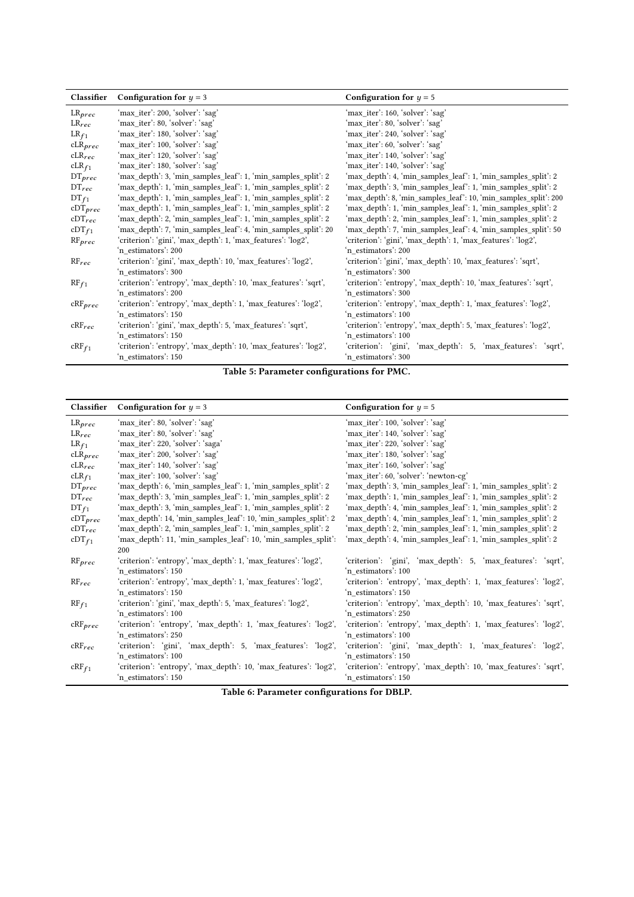| Classifier | Configuration for $y = 3$ | Configuration for $y = 5$ |
|---|---|---|
| $LR_{prec}$ | 'max_iter': 200, 'solver': 'sag' | 'max_iter': 160, 'solver': 'sag' |
| $LR_{rec}$ | 'max_iter': 80, 'solver': 'sag' | 'max_iter': 80, 'solver': 'sag' |
| $LR_{f1}$ | 'max_iter': 180, 'solver': 'sag' | 'max_iter': 240, 'solver': 'sag' |
| $cLR_{prec}$ | 'max_iter': 100, 'solver': 'sag' | 'max_iter': 60, 'solver': 'sag' |
| $cLR_{rec}$ | 'max_iter': 120, 'solver': 'sag' | 'max_iter': 140, 'solver': 'sag' |
| $cLR_{f1}$ | 'max_iter': 180, 'solver': 'sag' | 'max_iter': 140, 'solver': 'sag' |
| $DT_{prec}$ | 'max_depth': 3, 'min_samples_leaf': 1, 'min_samples_split': 2 | 'max_depth': 4, 'min_samples_leaf': 1, 'min_samples_split': 2 |
| $DT_{rec}$ | 'max_depth': 1, 'min_samples_leaf': 1, 'min_samples_split': 2 | 'max_depth': 3, 'min_samples_leaf': 1, 'min_samples_split': 2 |
| $DT_{f1}$ | 'max_depth': 1, 'min_samples_leaf': 1, 'min_samples_split': 2 | 'max_depth': 8, 'min_samples_leaf': 10, 'min_samples_split': 200 |
| $cDT_{prec}$ | 'max_depth': 1, 'min_samples_leaf': 1, 'min_samples_split': 2 | 'max_depth': 1, 'min_samples_leaf': 1, 'min_samples_split': 2 |
| $cDT_{rec}$ | 'max_depth': 2, 'min_samples_leaf': 1, 'min_samples_split': 2 | 'max_depth': 2, 'min_samples_leaf': 1, 'min_samples_split': 2 |
| $cDT_{f1}$ | 'max_depth': 7, 'min_samples_leaf': 4, 'min_samples_split': 20 | 'max_depth': 7, 'min_samples_leaf': 4, 'min_samples_split': 50 |
| $RF_{prec}$ | 'criterion': 'gini', 'max_depth': 1, 'max_features': 'log2', 'n_estimators': 200 | 'criterion': 'gini', 'max_depth': 1, 'max_features': 'log2', 'n_estimators': 200 |
| $RF_{rec}$ | 'criterion': 'gini', 'max_depth': 10, 'max_features': 'log2', 'n_estimators': 300 | 'criterion': 'gini', 'max_depth': 10, 'max_features': 'sqrt', 'n_estimators': 300 |
| $RF_{f1}$ | 'criterion': 'entropy', 'max_depth': 10, 'max_features': 'sqrt', 'n_estimators': 200 | 'criterion': 'entropy', 'max_depth': 10, 'max_features': 'sqrt', 'n_estimators': 300 |
| $cRF_{prec}$ | 'criterion': 'entropy', 'max_depth': 1, 'max_features': 'log2', 'n_estimators': 150 | 'criterion': 'entropy', 'max_depth': 1, 'max_features': 'log2', 'n_estimators': 100 |
| $cRF_{rec}$ | 'criterion': 'gini', 'max_depth': 5, 'max_features': 'sqrt', 'n_estimators': 150 | 'criterion': 'entropy', 'max_depth': 5, 'max_features': 'log2', 'n_estimators': 100 |
| $cRF_{f1}$ | 'criterion': 'entropy', 'max_depth': 10, 'max_features': 'log2', 'n_estimators': 150 | 'criterion': 'gini', 'max_depth': 5, 'max_features': 'sqrt', 'n_estimators': 300 |

**Table 5: Parameter configurations for PMC.**

| Classifier | Configuration for $y = 3$ | Configuration for $y = 5$ |
|---|---|---|
| $LR_{prec}$ | 'max_iter': 80, 'solver': 'sag' | 'max_iter': 100, 'solver': 'sag' |
| $LR_{rec}$ | 'max_iter': 80, 'solver': 'sag' | 'max_iter': 140, 'solver': 'sag' |
| $LR_{f1}$ | 'max_iter': 220, 'solver': 'saga' | 'max_iter': 220, 'solver': 'sag' |
| $cLR_{prec}$ | 'max_iter': 200, 'solver': 'sag' | 'max_iter': 180, 'solver': 'sag' |
| $cLR_{rec}$ | 'max_iter': 140, 'solver': 'sag' | 'max_iter': 160, 'solver': 'sag' |
| $cLR_{f1}$ | 'max_iter': 100, 'solver': 'sag' | 'max_iter': 60, 'solver': 'newton-cg' |
| $DT_{prec}$ | 'max_depth': 6, 'min_samples_leaf': 1, 'min_samples_split': 2 | 'max_depth': 3, 'min_samples_leaf': 1, 'min_samples_split': 2 |
| $DT_{rec}$ | 'max_depth': 3, 'min_samples_leaf': 1, 'min_samples_split': 2 | 'max_depth': 1, 'min_samples_leaf': 1, 'min_samples_split': 2 |
| $DT_{f1}$ | 'max_depth': 3, 'min_samples_leaf': 1, 'min_samples_split': 2 | 'max_depth': 4, 'min_samples_leaf': 1, 'min_samples_split': 2 |
| $cDT_{prec}$ | 'max_depth': 14, 'min_samples_leaf': 10, 'min_samples_split': 2 | 'max_depth': 4, 'min_samples_leaf': 1, 'min_samples_split': 2 |
| $cDT_{rec}$ | 'max_depth': 2, 'min_samples_leaf': 1, 'min_samples_split': 2 | 'max_depth': 2, 'min_samples_leaf': 1, 'min_samples_split': 2 |
| $cDT_{f1}$ | 'max_depth': 11, 'min_samples_leaf': 10, 'min_samples_split': 200 | 'max_depth': 4, 'min_samples_leaf': 1, 'min_samples_split': 2 |
| $RF_{prec}$ | 'criterion': 'entropy', 'max_depth': 1, 'max_features': 'log2', 'n_estimators': 150 | 'criterion': 'gini', 'max_depth': 5, 'max_features': 'sqrt', 'n_estimators': 100 |
| $RF_{rec}$ | 'criterion': 'entropy', 'max_depth': 1, 'max_features': 'log2', 'n_estimators': 150 | 'criterion': 'entropy', 'max_depth': 1, 'max_features': 'log2', 'n_estimators': 150 |
| $RF_{f1}$ | 'criterion': 'gini', 'max_depth': 5, 'max_features': 'log2', 'n_estimators': 100 | 'criterion': 'entropy', 'max_depth': 10, 'max_features': 'sqrt', 'n_estimators': 250 |
| $cRF_{prec}$ | 'criterion': 'entropy', 'max_depth': 1, 'max_features': 'log2', 'n_estimators': 250 | 'criterion': 'entropy', 'max_depth': 1, 'max_features': 'log2', 'n_estimators': 100 |
| $cRF_{rec}$ | 'criterion': 'gini', 'max_depth': 5, 'max_features': 'log2', 'n_estimators': 100 | 'criterion': 'gini', 'max_depth': 1, 'max_features': 'log2', 'n_estimators': 150 |
| $cRF_{f1}$ | 'criterion': 'entropy', 'max_depth': 10, 'max_features': 'log2', 'n_estimators': 150 | 'criterion': 'entropy', 'max_depth': 10, 'max_features': 'sqrt', 'n_estimators': 150 |

**Table 6: Parameter configurations for DBLP.**